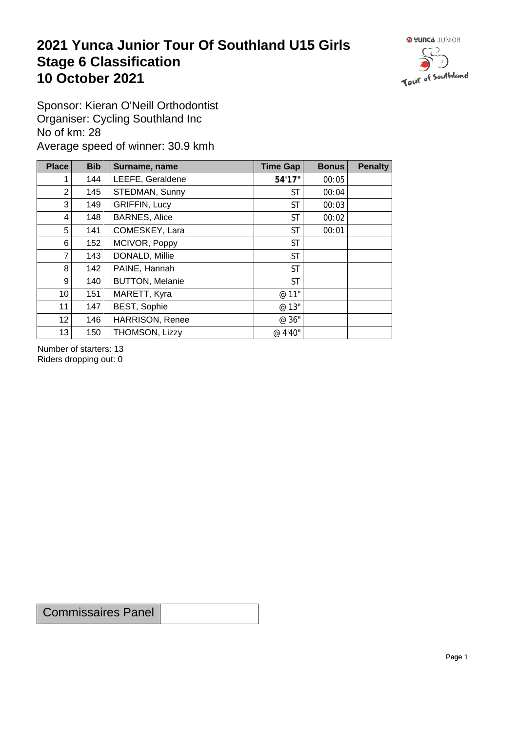# 2021 Yunca Junior Tour Of Southland U15 Girls
# Stage 6 Classification
# 10 October 2021

Sponsor: Kieran O'Neill Orthodontist
Organiser: Cycling Southland Inc
No of km: 28
Average speed of winner: 30.9 kmh

| Place | Bib | Surname, name | Time Gap | Bonus | Penalty |
|---|---|---|---|---|---|
| 1 | 144 | LEEFE, Geraldene | **54'17"** | 00:05 | |
| 2 | 145 | STEDMAN, Sunny | ST | 00:04 | |
| 3 | 149 | GRIFFIN, Lucy | ST | 00:03 | |
| 4 | 148 | BARNES, Alice | ST | 00:02 | |
| 5 | 141 | COMESKEY, Lara | ST | 00:01 | |
| 6 | 152 | MCIVOR, Poppy | ST | | |
| 7 | 143 | DONALD, Millie | ST | | |
| 8 | 142 | PAINE, Hannah | ST | | |
| 9 | 140 | BUTTON, Melanie | ST | | |
| 10 | 151 | MARETT, Kyra | @ 11" | | |
| 11 | 147 | BEST, Sophie | @ 13" | | |
| 12 | 146 | HARRISON, Renee | @ 36" | | |
| 13 | 150 | THOMSON, Lizzy | @ 4'40" | | |

Number of starters: 13
Riders dropping out: 0

| Commissaires Panel | |
|---|---|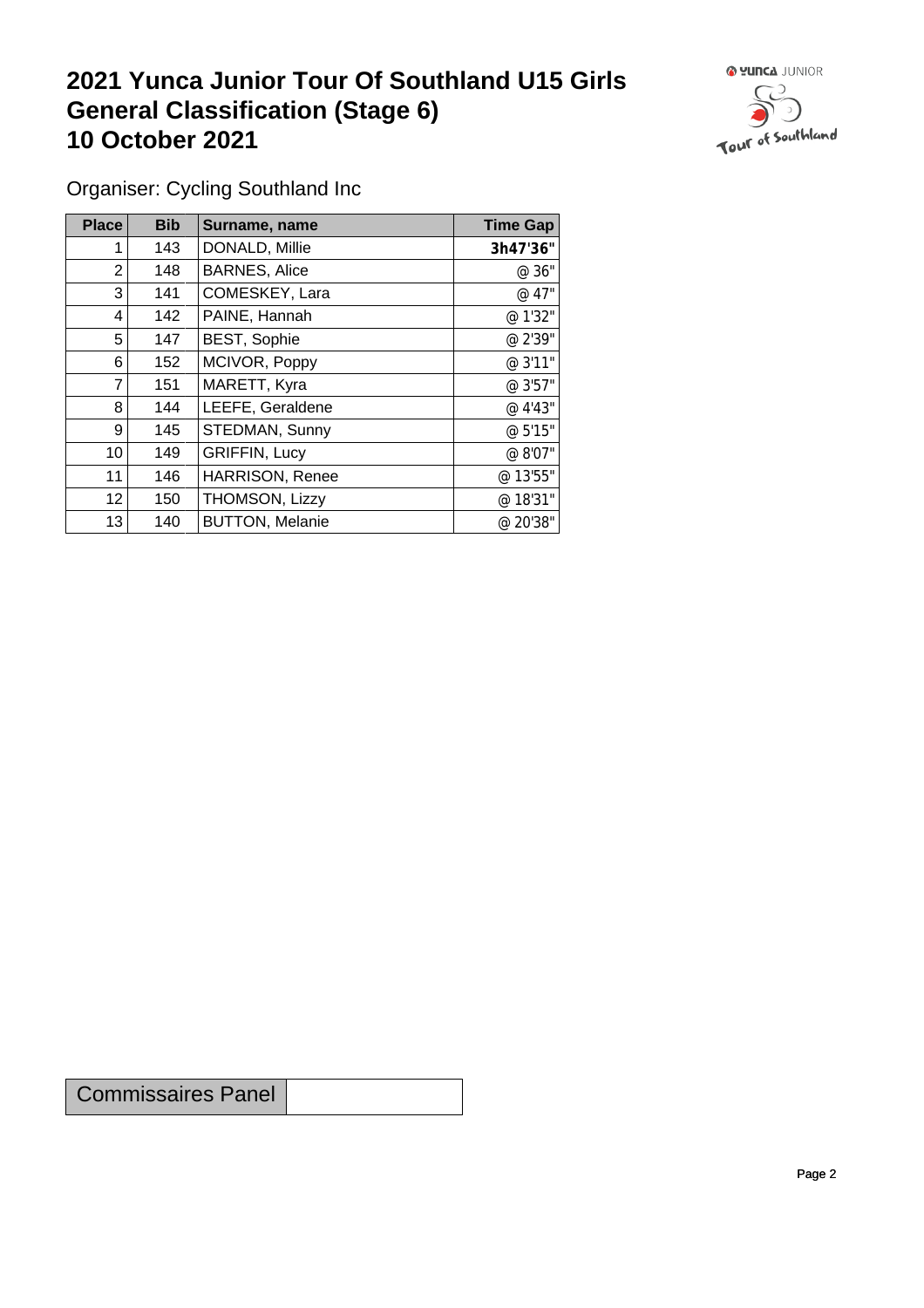# 2021 Yunca Junior Tour Of Southland U15 Girls General Classification (Stage 6)
# 10 October 2021

Organiser: Cycling Southland Inc

| Place | Bib | Surname, name | Time Gap |
|---|---|---|---|
| 1 | 143 | DONALD, Millie | **3h47'36"** |
| 2 | 148 | BARNES, Alice | @ 36" |
| 3 | 141 | COMESKEY, Lara | @ 47" |
| 4 | 142 | PAINE, Hannah | @ 1'32" |
| 5 | 147 | BEST, Sophie | @ 2'39" |
| 6 | 152 | MCIVOR, Poppy | @ 3'11" |
| 7 | 151 | MARETT, Kyra | @ 3'57" |
| 8 | 144 | LEEFE, Geraldene | @ 4'43" |
| 9 | 145 | STEDMAN, Sunny | @ 5'15" |
| 10 | 149 | GRIFFIN, Lucy | @ 8'07" |
| 11 | 146 | HARRISON, Renee | @ 13'55" |
| 12 | 150 | THOMSON, Lizzy | @ 18'31" |
| 13 | 140 | BUTTON, Melanie | @ 20'38" |

| Commissaires Panel | |
|---|---|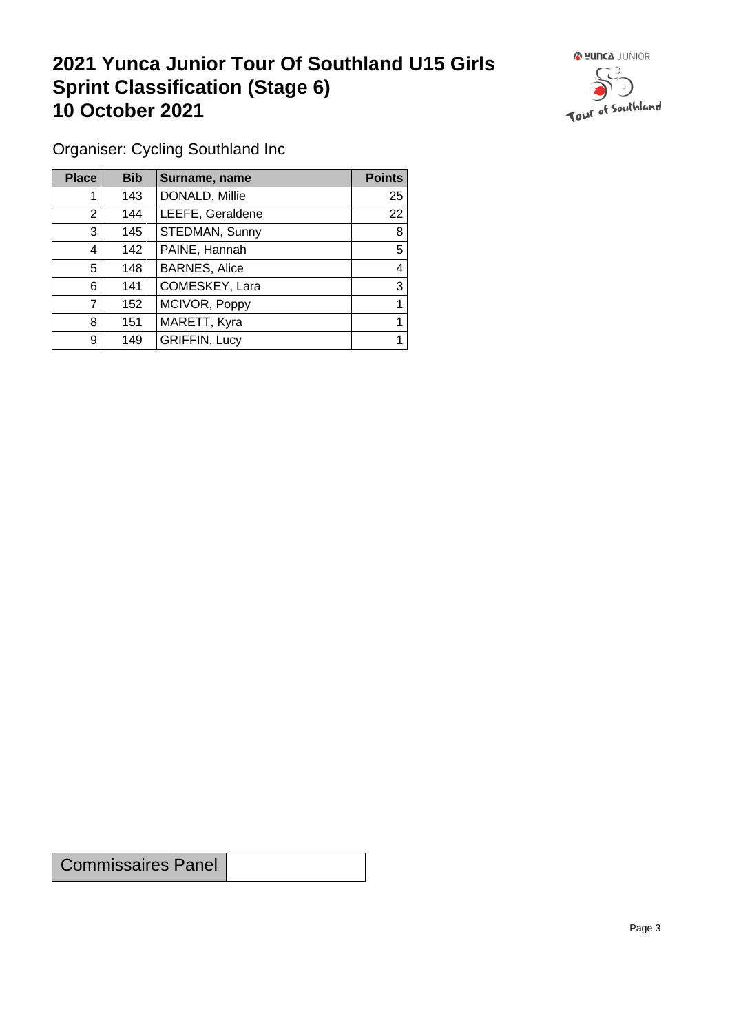# 2021 Yunca Junior Tour Of Southland U15 Girls Sprint Classification (Stage 6) 10 October 2021

Organiser: Cycling Southland Inc

| Place | Bib | Surname, name | Points |
|---|---|---|---|
| 1 | 143 | DONALD, Millie | 25 |
| 2 | 144 | LEEFE, Geraldene | 22 |
| 3 | 145 | STEDMAN, Sunny | 8 |
| 4 | 142 | PAINE, Hannah | 5 |
| 5 | 148 | BARNES, Alice | 4 |
| 6 | 141 | COMESKEY, Lara | 3 |
| 7 | 152 | MCIVOR, Poppy | 1 |
| 8 | 151 | MARETT, Kyra | 1 |
| 9 | 149 | GRIFFIN, Lucy | 1 |

| Commissaires Panel | |
|---|---|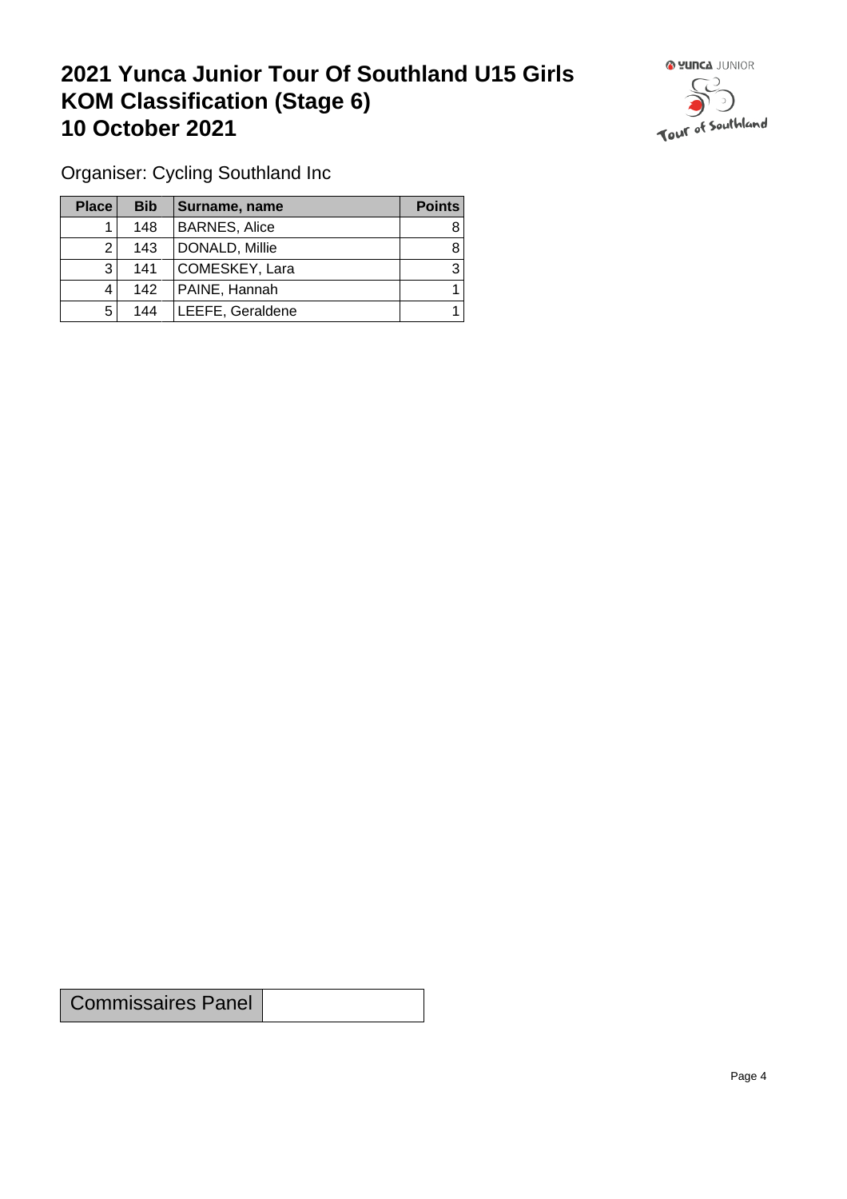# 2021 Yunca Junior Tour Of Southland U15 Girls KOM Classification (Stage 6) 10 October 2021

Organiser: Cycling Southland Inc

| Place | Bib | Surname, name | Points |
|---|---|---|---|
| 1 | 148 | BARNES, Alice | 8 |
| 2 | 143 | DONALD, Millie | 8 |
| 3 | 141 | COMESKEY, Lara | 3 |
| 4 | 142 | PAINE, Hannah | 1 |
| 5 | 144 | LEEFE, Geraldene | 1 |

| Commissaires Panel | |
|---|---|